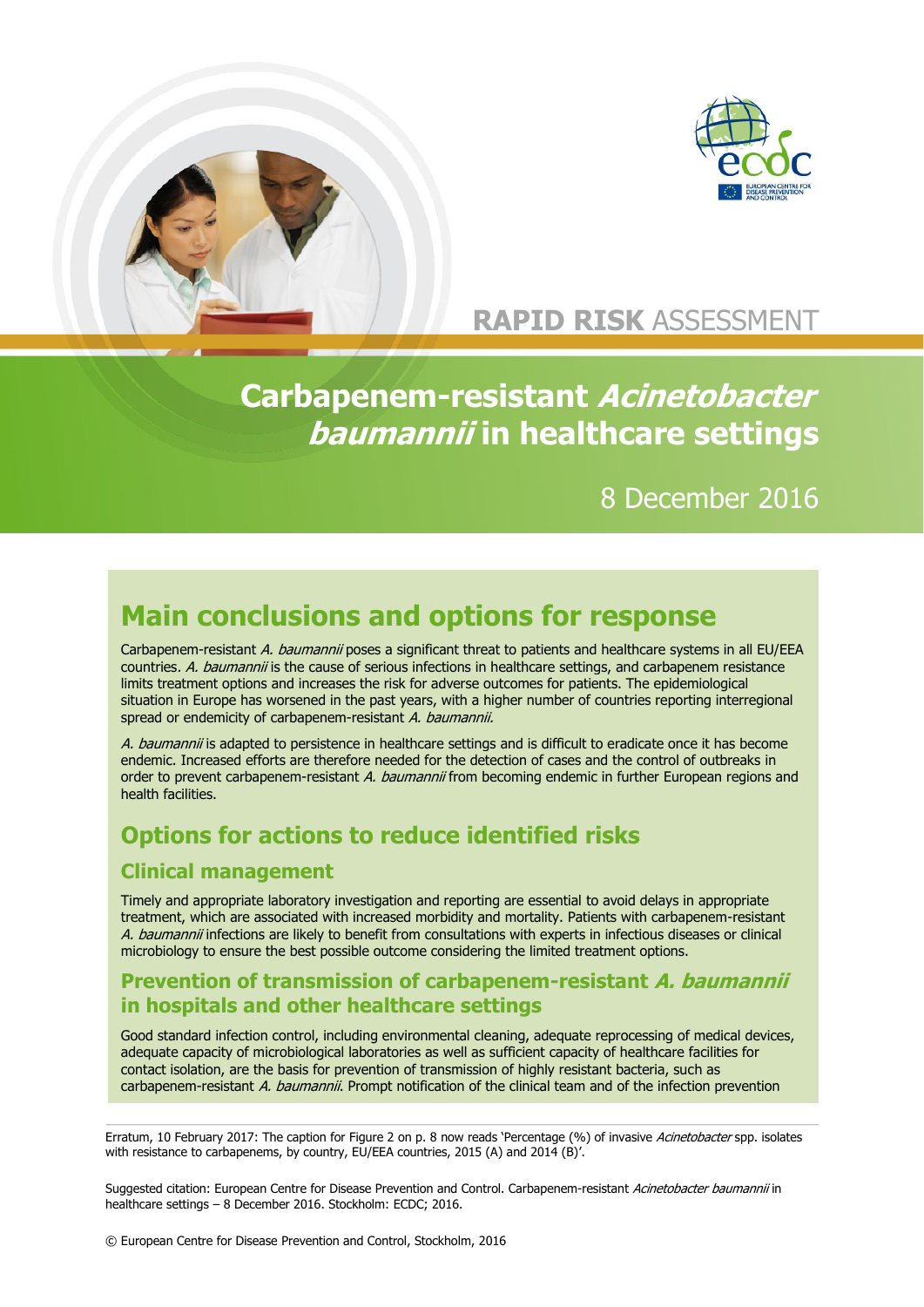RAPID RISK ASSESSMENT

# Carbapenem-resistant *Acinetobacter baumannii* in healthcare settings

8 December 2016

## Main conclusions and options for response

Carbapenem-resistant *A. baumannii* poses a significant threat to patients and healthcare systems in all EU/EEA countries. *A. baumannii* is the cause of serious infections in healthcare settings, and carbapenem resistance limits treatment options and increases the risk for adverse outcomes for patients. The epidemiological situation in Europe has worsened in the past years, with a higher number of countries reporting interregional spread or endemicity of carbapenem-resistant *A. baumannii.*

*A. baumannii* is adapted to persistence in healthcare settings and is difficult to eradicate once it has become endemic. Increased efforts are therefore needed for the detection of cases and the control of outbreaks in order to prevent carbapenem-resistant *A. baumannii* from becoming endemic in further European regions and health facilities.

## Options for actions to reduce identified risks

### Clinical management

Timely and appropriate laboratory investigation and reporting are essential to avoid delays in appropriate treatment, which are associated with increased morbidity and mortality. Patients with carbapenem-resistant *A. baumannii* infections are likely to benefit from consultations with experts in infectious diseases or clinical microbiology to ensure the best possible outcome considering the limited treatment options.

### Prevention of transmission of carbapenem-resistant *A. baumannii* in hospitals and other healthcare settings

Good standard infection control, including environmental cleaning, adequate reprocessing of medical devices, adequate capacity of microbiological laboratories as well as sufficient capacity of healthcare facilities for contact isolation, are the basis for prevention of transmission of highly resistant bacteria, such as carbapenem-resistant *A. baumannii.* Prompt notification of the clinical team and of the infection prevention

Erratum, 10 February 2017: The caption for Figure 2 on p. 8 now reads 'Percentage (%) of invasive *Acinetobacter* spp. isolates with resistance to carbapenems, by country, EU/EEA countries, 2015 (A) and 2014 (B)'.

Suggested citation: European Centre for Disease Prevention and Control. Carbapenem-resistant *Acinetobacter baumannii* in healthcare settings – 8 December 2016. Stockholm: ECDC; 2016.

© European Centre for Disease Prevention and Control, Stockholm, 2016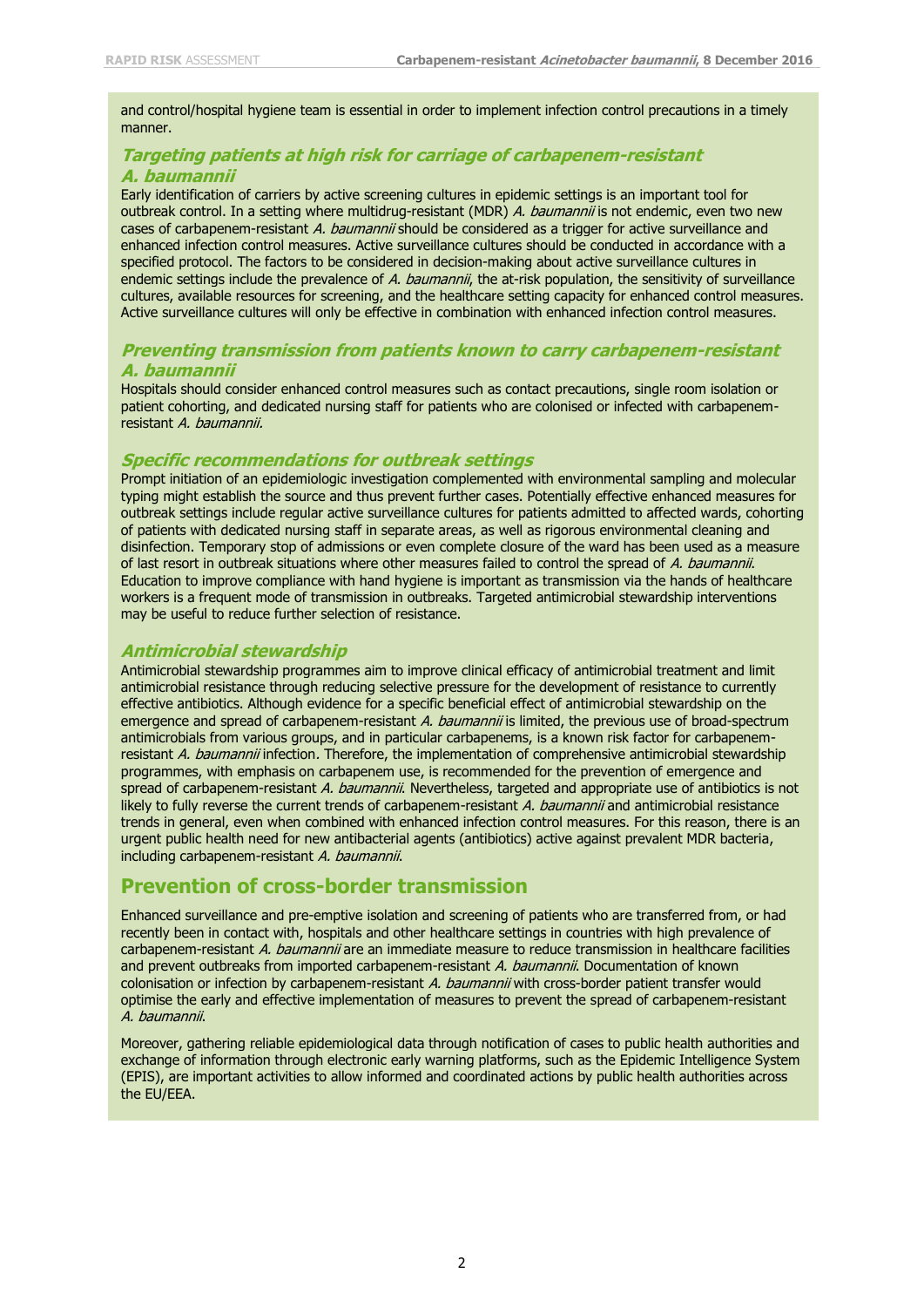and control/hospital hygiene team is essential in order to implement infection control precautions in a timely manner.

### *Targeting patients at high risk for carriage of carbapenem-resistant A. baumannii*

Early identification of carriers by active screening cultures in epidemic settings is an important tool for outbreak control. In a setting where multidrug-resistant (MDR) *A. baumannii* is not endemic, even two new cases of carbapenem-resistant *A. baumannii* should be considered as a trigger for active surveillance and enhanced infection control measures. Active surveillance cultures should be conducted in accordance with a specified protocol. The factors to be considered in decision-making about active surveillance cultures in endemic settings include the prevalence of *A. baumannii*, the at-risk population, the sensitivity of surveillance cultures, available resources for screening, and the healthcare setting capacity for enhanced control measures. Active surveillance cultures will only be effective in combination with enhanced infection control measures.

### *Preventing transmission from patients known to carry carbapenem-resistant A. baumannii*

Hospitals should consider enhanced control measures such as contact precautions, single room isolation or patient cohorting, and dedicated nursing staff for patients who are colonised or infected with carbapenem-resistant *A. baumannii.*

### *Specific recommendations for outbreak settings*

Prompt initiation of an epidemiologic investigation complemented with environmental sampling and molecular typing might establish the source and thus prevent further cases. Potentially effective enhanced measures for outbreak settings include regular active surveillance cultures for patients admitted to affected wards, cohorting of patients with dedicated nursing staff in separate areas, as well as rigorous environmental cleaning and disinfection. Temporary stop of admissions or even complete closure of the ward has been used as a measure of last resort in outbreak situations where other measures failed to control the spread of *A. baumannii*. Education to improve compliance with hand hygiene is important as transmission via the hands of healthcare workers is a frequent mode of transmission in outbreaks. Targeted antimicrobial stewardship interventions may be useful to reduce further selection of resistance.

### *Antimicrobial stewardship*

Antimicrobial stewardship programmes aim to improve clinical efficacy of antimicrobial treatment and limit antimicrobial resistance through reducing selective pressure for the development of resistance to currently effective antibiotics. Although evidence for a specific beneficial effect of antimicrobial stewardship on the emergence and spread of carbapenem-resistant *A. baumannii* is limited, the previous use of broad-spectrum antimicrobials from various groups, and in particular carbapenems, is a known risk factor for carbapenem-resistant *A. baumannii* infection. Therefore, the implementation of comprehensive antimicrobial stewardship programmes, with emphasis on carbapenem use, is recommended for the prevention of emergence and spread of carbapenem-resistant *A. baumannii*. Nevertheless, targeted and appropriate use of antibiotics is not likely to fully reverse the current trends of carbapenem-resistant *A. baumannii* and antimicrobial resistance trends in general, even when combined with enhanced infection control measures. For this reason, there is an urgent public health need for new antibacterial agents (antibiotics) active against prevalent MDR bacteria, including carbapenem-resistant *A. baumannii*.

## Prevention of cross-border transmission

Enhanced surveillance and pre-emptive isolation and screening of patients who are transferred from, or had recently been in contact with, hospitals and other healthcare settings in countries with high prevalence of carbapenem-resistant *A. baumannii* are an immediate measure to reduce transmission in healthcare facilities and prevent outbreaks from imported carbapenem-resistant *A. baumannii*. Documentation of known colonisation or infection by carbapenem-resistant *A. baumannii* with cross-border patient transfer would optimise the early and effective implementation of measures to prevent the spread of carbapenem-resistant *A. baumannii*.

Moreover, gathering reliable epidemiological data through notification of cases to public health authorities and exchange of information through electronic early warning platforms, such as the Epidemic Intelligence System (EPIS), are important activities to allow informed and coordinated actions by public health authorities across the EU/EEA.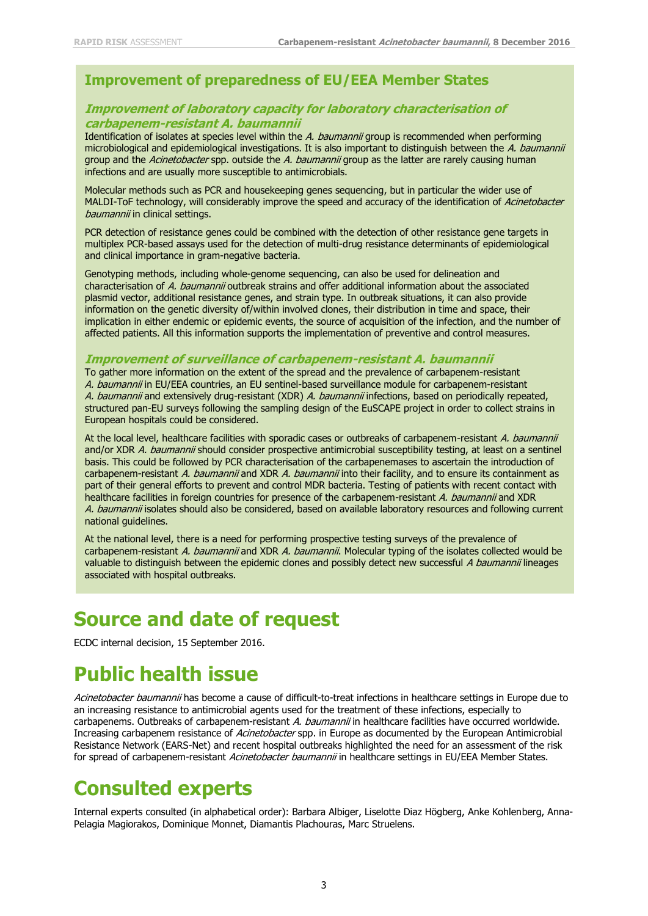## Improvement of preparedness of EU/EEA Member States

### *Improvement of laboratory capacity for laboratory characterisation of carbapenem-resistant A. baumannii*

Identification of isolates at species level within the *A. baumannii* group is recommended when performing microbiological and epidemiological investigations. It is also important to distinguish between the *A. baumannii* group and the *Acinetobacter* spp. outside the *A. baumannii* group as the latter are rarely causing human infections and are usually more susceptible to antimicrobials.

Molecular methods such as PCR and housekeeping genes sequencing, but in particular the wider use of MALDI-ToF technology, will considerably improve the speed and accuracy of the identification of *Acinetobacter baumannii* in clinical settings.

PCR detection of resistance genes could be combined with the detection of other resistance gene targets in multiplex PCR-based assays used for the detection of multi-drug resistance determinants of epidemiological and clinical importance in gram-negative bacteria.

Genotyping methods, including whole-genome sequencing, can also be used for delineation and characterisation of *A. baumannii* outbreak strains and offer additional information about the associated plasmid vector, additional resistance genes, and strain type. In outbreak situations, it can also provide information on the genetic diversity of/within involved clones, their distribution in time and space, their implication in either endemic or epidemic events, the source of acquisition of the infection, and the number of affected patients. All this information supports the implementation of preventive and control measures.

### *Improvement of surveillance of carbapenem-resistant A. baumannii*

To gather more information on the extent of the spread and the prevalence of carbapenem-resistant *A. baumannii* in EU/EEA countries, an EU sentinel-based surveillance module for carbapenem-resistant *A. baumannii* and extensively drug-resistant (XDR) *A. baumannii* infections, based on periodically repeated, structured pan-EU surveys following the sampling design of the EuSCAPE project in order to collect strains in European hospitals could be considered.

At the local level, healthcare facilities with sporadic cases or outbreaks of carbapenem-resistant *A. baumannii* and/or XDR *A. baumannii* should consider prospective antimicrobial susceptibility testing, at least on a sentinel basis. This could be followed by PCR characterisation of the carbapenemases to ascertain the introduction of carbapenem-resistant *A. baumannii* and XDR *A. baumannii* into their facility, and to ensure its containment as part of their general efforts to prevent and control MDR bacteria. Testing of patients with recent contact with healthcare facilities in foreign countries for presence of the carbapenem-resistant *A. baumannii* and XDR *A. baumannii* isolates should also be considered, based on available laboratory resources and following current national guidelines.

At the national level, there is a need for performing prospective testing surveys of the prevalence of carbapenem-resistant *A. baumannii* and XDR *A. baumannii*. Molecular typing of the isolates collected would be valuable to distinguish between the epidemic clones and possibly detect new successful *A baumannii* lineages associated with hospital outbreaks.

# Source and date of request

ECDC internal decision, 15 September 2016.

# Public health issue

*Acinetobacter baumannii* has become a cause of difficult-to-treat infections in healthcare settings in Europe due to an increasing resistance to antimicrobial agents used for the treatment of these infections, especially to carbapenems. Outbreaks of carbapenem-resistant *A. baumannii* in healthcare facilities have occurred worldwide. Increasing carbapenem resistance of *Acinetobacter* spp. in Europe as documented by the European Antimicrobial Resistance Network (EARS-Net) and recent hospital outbreaks highlighted the need for an assessment of the risk for spread of carbapenem-resistant *Acinetobacter baumannii* in healthcare settings in EU/EEA Member States.

# Consulted experts

Internal experts consulted (in alphabetical order): Barbara Albiger, Liselotte Diaz Högberg, Anke Kohlenberg, Anna-Pelagia Magiorakos, Dominique Monnet, Diamantis Plachouras, Marc Struelens.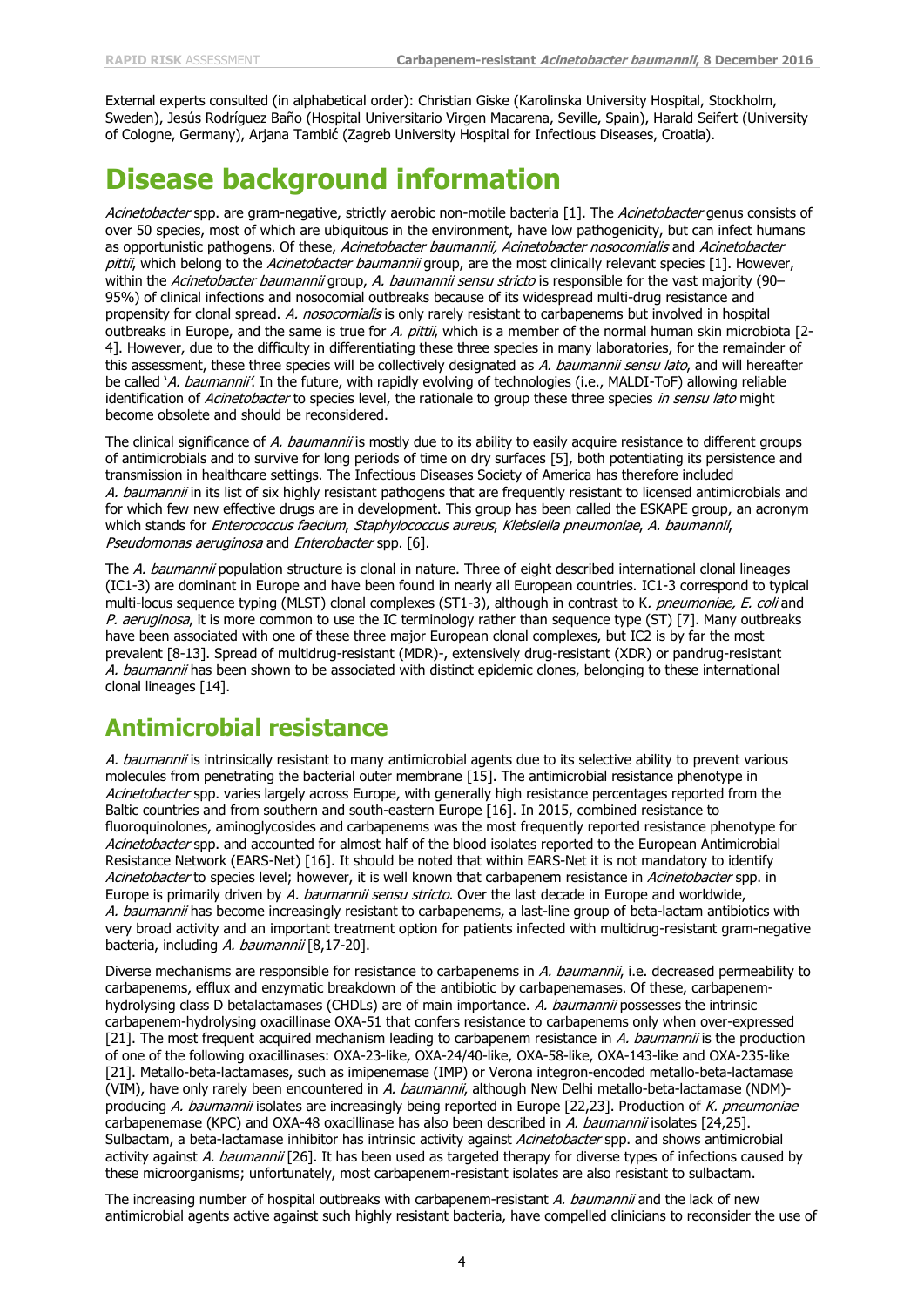External experts consulted (in alphabetical order): Christian Giske (Karolinska University Hospital, Stockholm, Sweden), Jesús Rodríguez Baño (Hospital Universitario Virgen Macarena, Seville, Spain), Harald Seifert (University of Cologne, Germany), Arjana Tambić (Zagreb University Hospital for Infectious Diseases, Croatia).

# Disease background information

*Acinetobacter* spp. are gram-negative, strictly aerobic non-motile bacteria [1]. The *Acinetobacter* genus consists of over 50 species, most of which are ubiquitous in the environment, have low pathogenicity, but can infect humans as opportunistic pathogens. Of these, *Acinetobacter baumannii, Acinetobacter nosocomialis* and *Acinetobacter pittii*, which belong to the *Acinetobacter baumannii* group, are the most clinically relevant species [1]. However, within the *Acinetobacter baumannii* group, *A. baumannii sensu stricto* is responsible for the vast majority (90–95%) of clinical infections and nosocomial outbreaks because of its widespread multi-drug resistance and propensity for clonal spread. *A. nosocomialis* is only rarely resistant to carbapenems but involved in hospital outbreaks in Europe, and the same is true for *A. pittii*, which is a member of the normal human skin microbiota [2-4]. However, due to the difficulty in differentiating these three species in many laboratories, for the remainder of this assessment, these three species will be collectively designated as *A. baumannii sensu lato*, and will hereafter be called '*A. baumannii*'. In the future, with rapidly evolving of technologies (i.e., MALDI-ToF) allowing reliable identification of *Acinetobacter* to species level, the rationale to group these three species *in sensu lato* might become obsolete and should be reconsidered.

The clinical significance of *A. baumannii* is mostly due to its ability to easily acquire resistance to different groups of antimicrobials and to survive for long periods of time on dry surfaces [5], both potentiating its persistence and transmission in healthcare settings. The Infectious Diseases Society of America has therefore included *A. baumannii* in its list of six highly resistant pathogens that are frequently resistant to licensed antimicrobials and for which few new effective drugs are in development. This group has been called the ESKAPE group, an acronym which stands for *Enterococcus faecium*, *Staphylococcus aureus*, *Klebsiella pneumoniae*, *A. baumannii*, *Pseudomonas aeruginosa* and *Enterobacter* spp. [6].

The *A. baumannii* population structure is clonal in nature. Three of eight described international clonal lineages (IC1-3) are dominant in Europe and have been found in nearly all European countries. IC1-3 correspond to typical multi-locus sequence typing (MLST) clonal complexes (ST1-3), although in contrast to K. *pneumoniae, E. coli* and *P. aeruginosa*, it is more common to use the IC terminology rather than sequence type (ST) [7]. Many outbreaks have been associated with one of these three major European clonal complexes, but IC2 is by far the most prevalent [8-13]. Spread of multidrug-resistant (MDR)-, extensively drug-resistant (XDR) or pandrug-resistant *A. baumannii* has been shown to be associated with distinct epidemic clones, belonging to these international clonal lineages [14].

## Antimicrobial resistance

*A. baumannii* is intrinsically resistant to many antimicrobial agents due to its selective ability to prevent various molecules from penetrating the bacterial outer membrane [15]. The antimicrobial resistance phenotype in *Acinetobacter* spp. varies largely across Europe, with generally high resistance percentages reported from the Baltic countries and from southern and south-eastern Europe [16]. In 2015, combined resistance to fluoroquinolones, aminoglycosides and carbapenems was the most frequently reported resistance phenotype for *Acinetobacter* spp. and accounted for almost half of the blood isolates reported to the European Antimicrobial Resistance Network (EARS-Net) [16]. It should be noted that within EARS-Net it is not mandatory to identify *Acinetobacter* to species level; however, it is well known that carbapenem resistance in *Acinetobacter* spp. in Europe is primarily driven by *A. baumannii sensu stricto*. Over the last decade in Europe and worldwide, *A. baumannii* has become increasingly resistant to carbapenems, a last-line group of beta-lactam antibiotics with very broad activity and an important treatment option for patients infected with multidrug-resistant gram-negative bacteria, including *A. baumannii* [8,17-20].

Diverse mechanisms are responsible for resistance to carbapenems in *A. baumannii*, i.e. decreased permeability to carbapenems, efflux and enzymatic breakdown of the antibiotic by carbapenemases. Of these, carbapenem-hydrolysing class D betalactamases (CHDLs) are of main importance. *A. baumannii* possesses the intrinsic carbapenem-hydrolysing oxacillinase OXA-51 that confers resistance to carbapenems only when over-expressed [21]. The most frequent acquired mechanism leading to carbapenem resistance in *A. baumannii* is the production of one of the following oxacillinases: OXA-23-like, OXA-24/40-like, OXA-58-like, OXA-143-like and OXA-235-like [21]. Metallo-beta-lactamases, such as imipenemase (IMP) or Verona integron-encoded metallo-beta-lactamase (VIM), have only rarely been encountered in *A. baumannii*, although New Delhi metallo-beta-lactamase (NDM)-producing *A. baumannii* isolates are increasingly being reported in Europe [22,23]. Production of *K. pneumoniae* carbapenemase (KPC) and OXA-48 oxacillinase has also been described in *A. baumannii* isolates [24,25]. Sulbactam, a beta-lactamase inhibitor has intrinsic activity against *Acinetobacter* spp. and shows antimicrobial activity against *A. baumannii* [26]. It has been used as targeted therapy for diverse types of infections caused by these microorganisms; unfortunately, most carbapenem-resistant isolates are also resistant to sulbactam.

The increasing number of hospital outbreaks with carbapenem-resistant *A. baumannii* and the lack of new antimicrobial agents active against such highly resistant bacteria, have compelled clinicians to reconsider the use of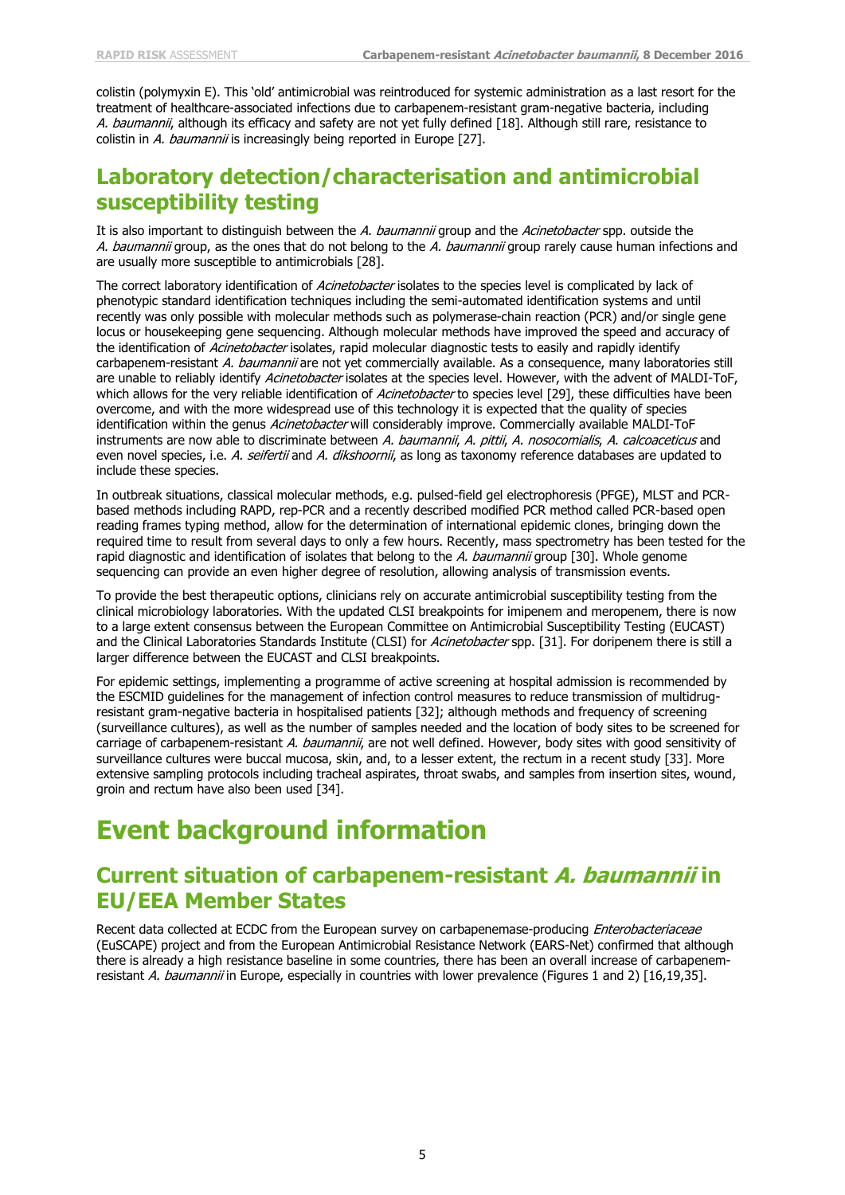colistin (polymyxin E). This 'old' antimicrobial was reintroduced for systemic administration as a last resort for the treatment of healthcare-associated infections due to carbapenem-resistant gram-negative bacteria, including *A. baumannii*, although its efficacy and safety are not yet fully defined [18]. Although still rare, resistance to colistin in *A. baumannii* is increasingly being reported in Europe [27].

## Laboratory detection/characterisation and antimicrobial susceptibility testing

It is also important to distinguish between the *A. baumannii* group and the *Acinetobacter* spp. outside the *A. baumannii* group, as the ones that do not belong to the *A. baumannii* group rarely cause human infections and are usually more susceptible to antimicrobials [28].

The correct laboratory identification of *Acinetobacter* isolates to the species level is complicated by lack of phenotypic standard identification techniques including the semi-automated identification systems and until recently was only possible with molecular methods such as polymerase-chain reaction (PCR) and/or single gene locus or housekeeping gene sequencing. Although molecular methods have improved the speed and accuracy of the identification of *Acinetobacter* isolates, rapid molecular diagnostic tests to easily and rapidly identify carbapenem-resistant *A. baumannii* are not yet commercially available. As a consequence, many laboratories still are unable to reliably identify *Acinetobacter* isolates at the species level. However, with the advent of MALDI-ToF, which allows for the very reliable identification of *Acinetobacter* to species level [29], these difficulties have been overcome, and with the more widespread use of this technology it is expected that the quality of species identification within the genus *Acinetobacter* will considerably improve. Commercially available MALDI-ToF instruments are now able to discriminate between *A. baumannii*, *A. pittii*, *A. nosocomialis*, *A. calcoaceticus* and even novel species, i.e. *A. seifertii* and *A. dikshoornii*, as long as taxonomy reference databases are updated to include these species.

In outbreak situations, classical molecular methods, e.g. pulsed-field gel electrophoresis (PFGE), MLST and PCR-based methods including RAPD, rep-PCR and a recently described modified PCR method called PCR-based open reading frames typing method, allow for the determination of international epidemic clones, bringing down the required time to result from several days to only a few hours. Recently, mass spectrometry has been tested for the rapid diagnostic and identification of isolates that belong to the *A. baumannii* group [30]. Whole genome sequencing can provide an even higher degree of resolution, allowing analysis of transmission events.

To provide the best therapeutic options, clinicians rely on accurate antimicrobial susceptibility testing from the clinical microbiology laboratories. With the updated CLSI breakpoints for imipenem and meropenem, there is now to a large extent consensus between the European Committee on Antimicrobial Susceptibility Testing (EUCAST) and the Clinical Laboratories Standards Institute (CLSI) for *Acinetobacter* spp. [31]. For doripenem there is still a larger difference between the EUCAST and CLSI breakpoints.

For epidemic settings, implementing a programme of active screening at hospital admission is recommended by the ESCMID guidelines for the management of infection control measures to reduce transmission of multidrug-resistant gram-negative bacteria in hospitalised patients [32]; although methods and frequency of screening (surveillance cultures), as well as the number of samples needed and the location of body sites to be screened for carriage of carbapenem-resistant *A. baumannii*, are not well defined. However, body sites with good sensitivity of surveillance cultures were buccal mucosa, skin, and, to a lesser extent, the rectum in a recent study [33]. More extensive sampling protocols including tracheal aspirates, throat swabs, and samples from insertion sites, wound, groin and rectum have also been used [34].

# Event background information

## Current situation of carbapenem-resistant *A. baumannii* in EU/EEA Member States

Recent data collected at ECDC from the European survey on carbapenemase-producing *Enterobacteriaceae* (EuSCAPE) project and from the European Antimicrobial Resistance Network (EARS-Net) confirmed that although there is already a high resistance baseline in some countries, there has been an overall increase of carbapenem-resistant *A. baumannii* in Europe, especially in countries with lower prevalence (Figures 1 and 2) [16,19,35].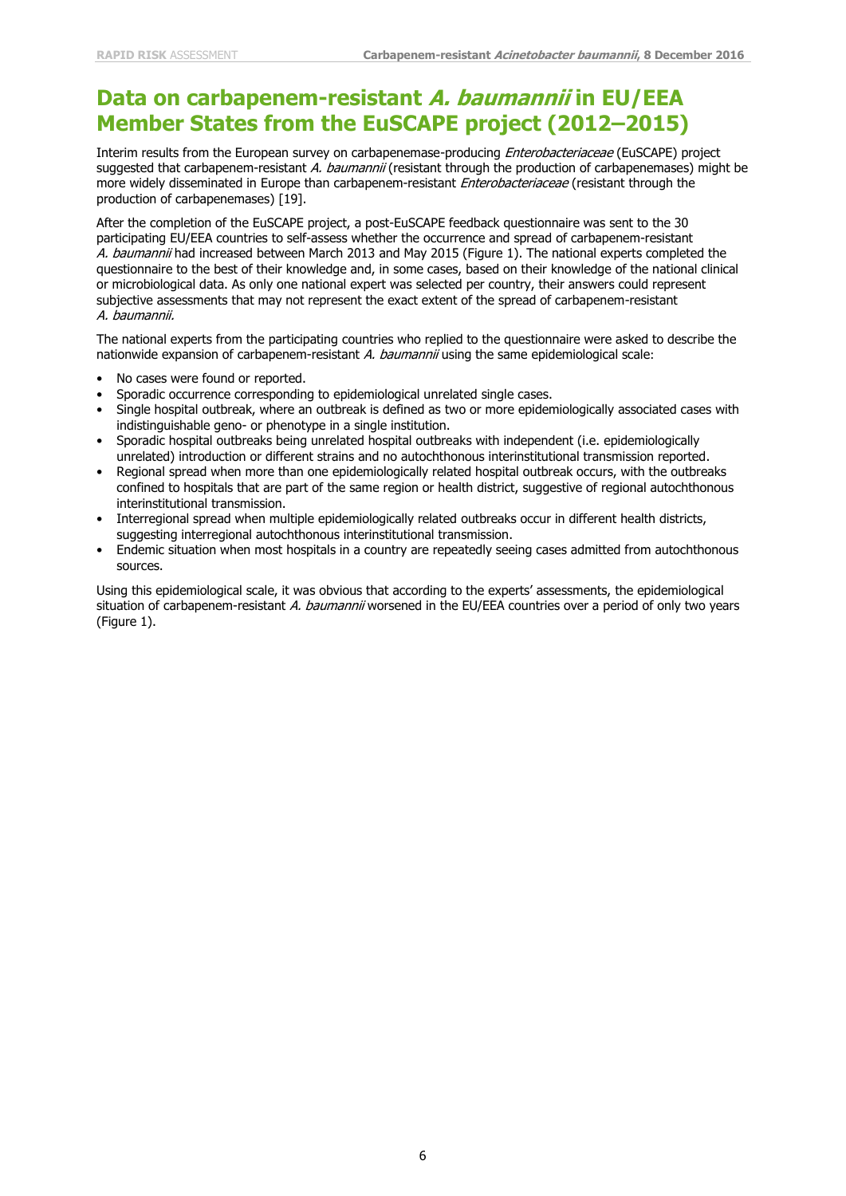## Data on carbapenem-resistant *A. baumannii* in EU/EEA Member States from the EuSCAPE project (2012–2015)

Interim results from the European survey on carbapenemase-producing *Enterobacteriaceae* (EuSCAPE) project suggested that carbapenem-resistant *A. baumannii* (resistant through the production of carbapenemases) might be more widely disseminated in Europe than carbapenem-resistant *Enterobacteriaceae* (resistant through the production of carbapenemases) [19].

After the completion of the EuSCAPE project, a post-EuSCAPE feedback questionnaire was sent to the 30 participating EU/EEA countries to self-assess whether the occurrence and spread of carbapenem-resistant *A. baumannii* had increased between March 2013 and May 2015 (Figure 1). The national experts completed the questionnaire to the best of their knowledge and, in some cases, based on their knowledge of the national clinical or microbiological data. As only one national expert was selected per country, their answers could represent subjective assessments that may not represent the exact extent of the spread of carbapenem-resistant *A. baumannii*.

The national experts from the participating countries who replied to the questionnaire were asked to describe the nationwide expansion of carbapenem-resistant *A. baumannii* using the same epidemiological scale:

- No cases were found or reported.
- Sporadic occurrence corresponding to epidemiological unrelated single cases.
- Single hospital outbreak, where an outbreak is defined as two or more epidemiologically associated cases with indistinguishable geno- or phenotype in a single institution.
- Sporadic hospital outbreaks being unrelated hospital outbreaks with independent (i.e. epidemiologically unrelated) introduction or different strains and no autochthonous interinstitutional transmission reported.
- Regional spread when more than one epidemiologically related hospital outbreak occurs, with the outbreaks confined to hospitals that are part of the same region or health district, suggestive of regional autochthonous interinstitutional transmission.
- Interregional spread when multiple epidemiologically related outbreaks occur in different health districts, suggesting interregional autochthonous interinstitutional transmission.
- Endemic situation when most hospitals in a country are repeatedly seeing cases admitted from autochthonous sources.

Using this epidemiological scale, it was obvious that according to the experts' assessments, the epidemiological situation of carbapenem-resistant *A. baumannii* worsened in the EU/EEA countries over a period of only two years (Figure 1).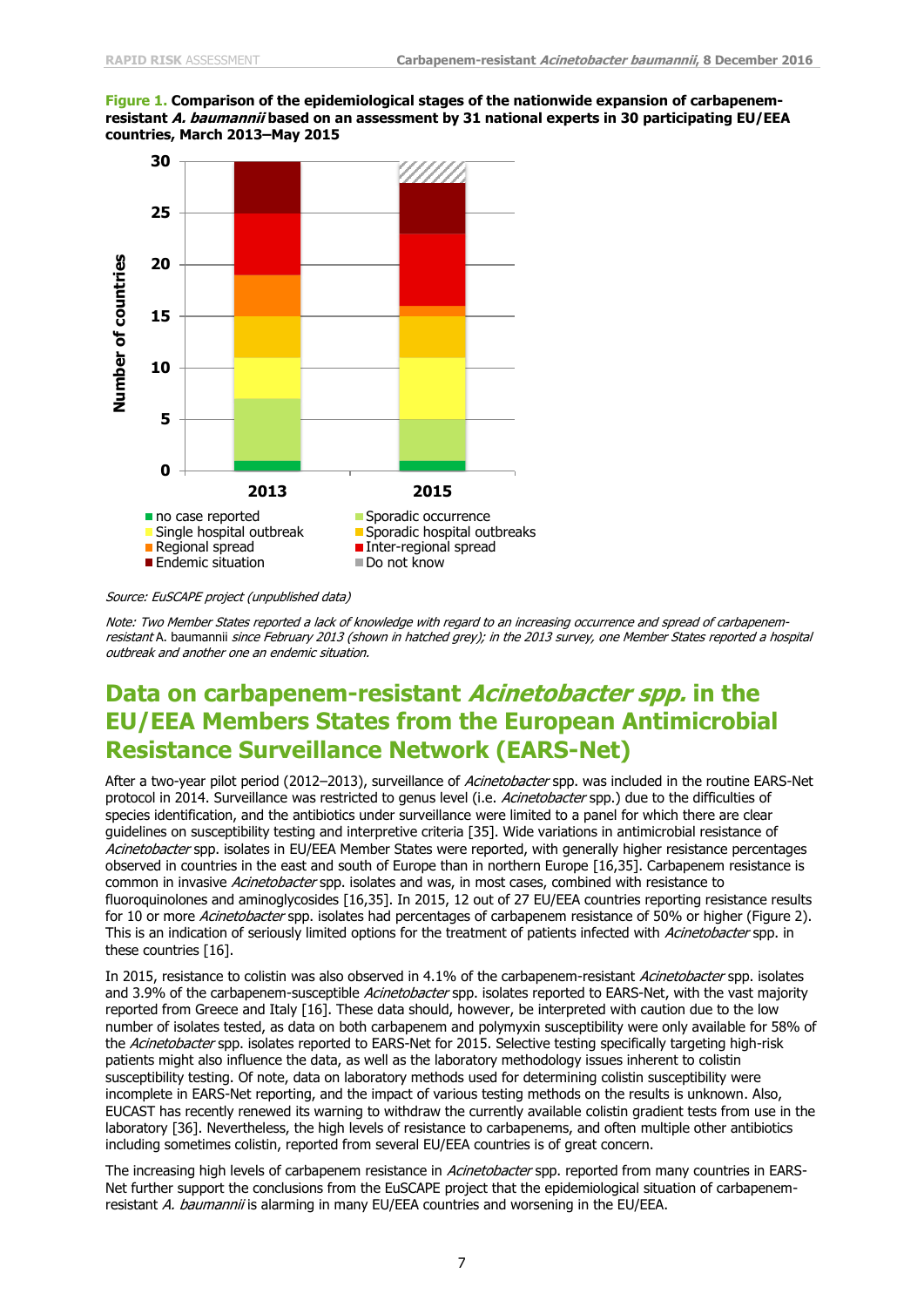**Figure 1.** **Comparison of the epidemiological stages of the nationwide expansion of carbapenem-resistant *A. baumannii* based on an assessment by 31 national experts in 30 participating EU/EEA countries, March 2013–May 2015**

*Source: EuSCAPE project (unpublished data)*

*Note: Two Member States reported a lack of knowledge with regard to an increasing occurrence and spread of carbapenem-resistant* A. baumannii *since February 2013 (shown in hatched grey); in the 2013 survey, one Member States reported a hospital outbreak and another one an endemic situation.*

## Data on carbapenem-resistant *Acinetobacter spp.* in the EU/EEA Members States from the European Antimicrobial Resistance Surveillance Network (EARS-Net)

After a two-year pilot period (2012–2013), surveillance of *Acinetobacter* spp. was included in the routine EARS-Net protocol in 2014. Surveillance was restricted to genus level (i.e. *Acinetobacter* spp.) due to the difficulties of species identification, and the antibiotics under surveillance were limited to a panel for which there are clear guidelines on susceptibility testing and interpretive criteria [35]. Wide variations in antimicrobial resistance of *Acinetobacter* spp. isolates in EU/EEA Member States were reported, with generally higher resistance percentages observed in countries in the east and south of Europe than in northern Europe [16,35]. Carbapenem resistance is common in invasive *Acinetobacter* spp. isolates and was, in most cases, combined with resistance to fluoroquinolones and aminoglycosides [16,35]. In 2015, 12 out of 27 EU/EEA countries reporting resistance results for 10 or more *Acinetobacter* spp. isolates had percentages of carbapenem resistance of 50% or higher (Figure 2). This is an indication of seriously limited options for the treatment of patients infected with *Acinetobacter* spp. in these countries [16].

In 2015, resistance to colistin was also observed in 4.1% of the carbapenem-resistant *Acinetobacter* spp. isolates and 3.9% of the carbapenem-susceptible *Acinetobacter* spp. isolates reported to EARS-Net, with the vast majority reported from Greece and Italy [16]. These data should, however, be interpreted with caution due to the low number of isolates tested, as data on both carbapenem and polymyxin susceptibility were only available for 58% of the *Acinetobacter* spp. isolates reported to EARS-Net for 2015. Selective testing specifically targeting high-risk patients might also influence the data, as well as the laboratory methodology issues inherent to colistin susceptibility testing. Of note, data on laboratory methods used for determining colistin susceptibility were incomplete in EARS-Net reporting, and the impact of various testing methods on the results is unknown. Also, EUCAST has recently renewed its warning to withdraw the currently available colistin gradient tests from use in the laboratory [36]. Nevertheless, the high levels of resistance to carbapenems, and often multiple other antibiotics including sometimes colistin, reported from several EU/EEA countries is of great concern.

The increasing high levels of carbapenem resistance in *Acinetobacter* spp. reported from many countries in EARS-Net further support the conclusions from the EuSCAPE project that the epidemiological situation of carbapenem-resistant *A. baumannii* is alarming in many EU/EEA countries and worsening in the EU/EEA.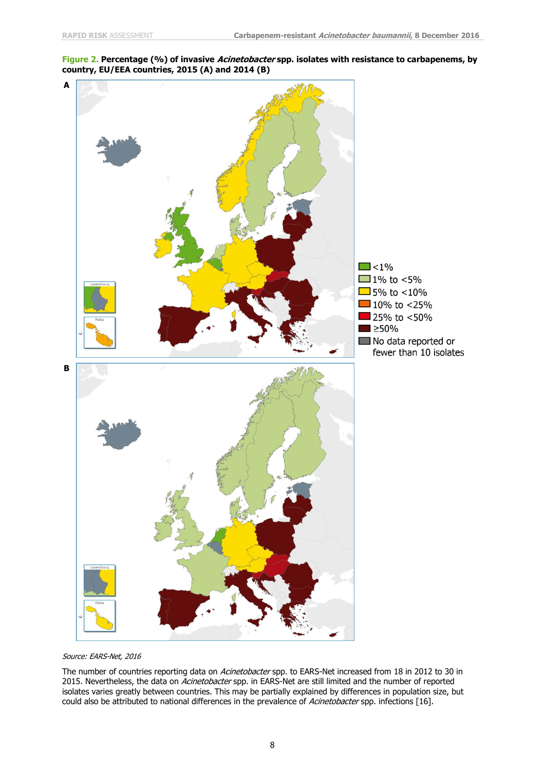**Figure 2.** **Percentage (%) of invasive *Acinetobacter* spp. isolates with resistance to carbapenems, by country, EU/EEA countries, 2015 (A) and 2014 (B)**

*Source: EARS-Net, 2016*

The number of countries reporting data on *Acinetobacter* spp. to EARS-Net increased from 18 in 2012 to 30 in 2015. Nevertheless, the data on *Acinetobacter* spp. in EARS-Net are still limited and the number of reported isolates varies greatly between countries. This may be partially explained by differences in population size, but could also be attributed to national differences in the prevalence of *Acinetobacter* spp. infections [16].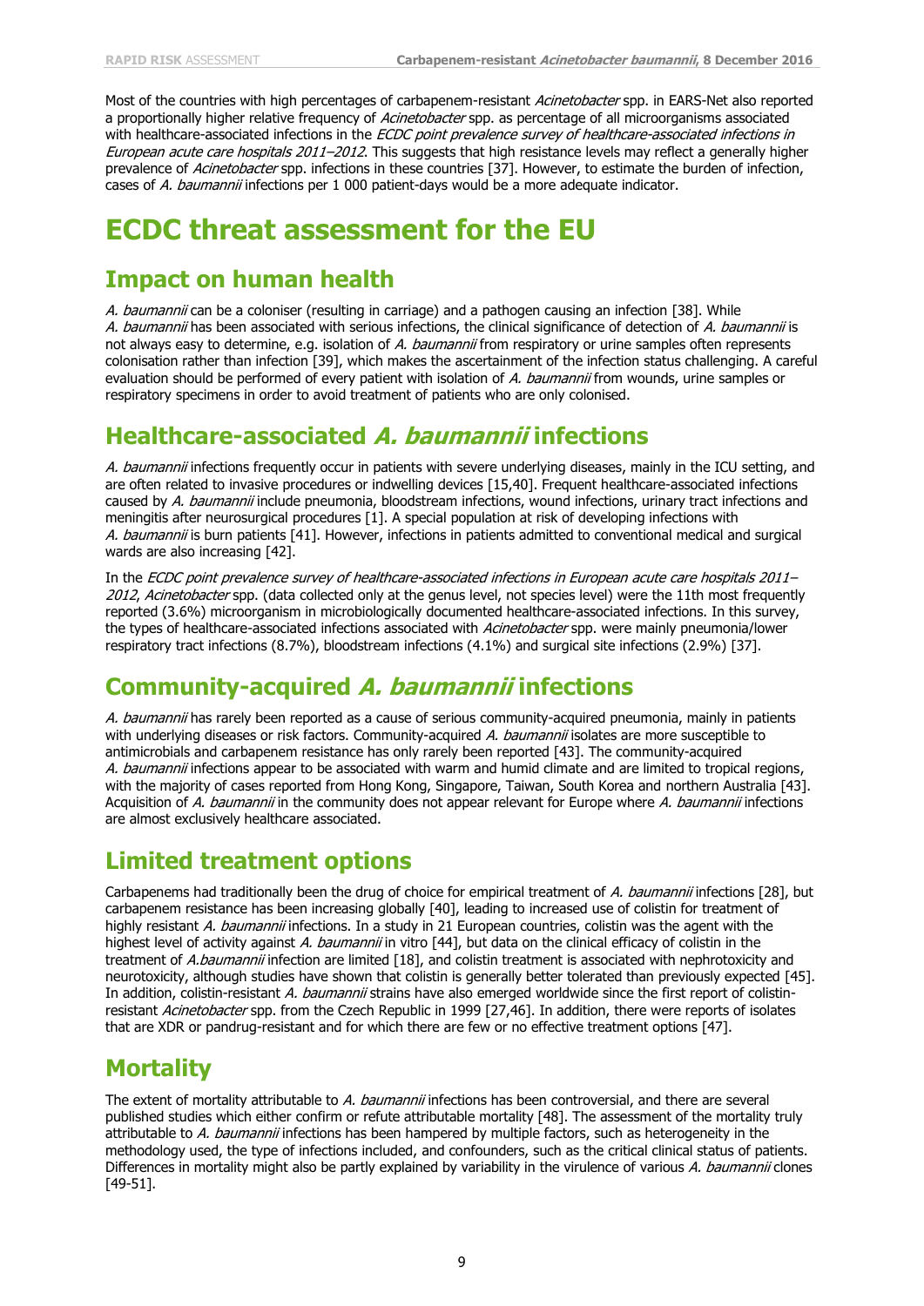Most of the countries with high percentages of carbapenem-resistant *Acinetobacter* spp. in EARS-Net also reported a proportionally higher relative frequency of *Acinetobacter* spp. as percentage of all microorganisms associated with healthcare-associated infections in the *ECDC point prevalence survey of healthcare-associated infections in European acute care hospitals 2011–2012*. This suggests that high resistance levels may reflect a generally higher prevalence of *Acinetobacter* spp. infections in these countries [37]. However, to estimate the burden of infection, cases of *A. baumannii* infections per 1 000 patient-days would be a more adequate indicator.

# ECDC threat assessment for the EU

## Impact on human health

*A. baumannii* can be a coloniser (resulting in carriage) and a pathogen causing an infection [38]. While *A. baumannii* has been associated with serious infections, the clinical significance of detection of *A. baumannii* is not always easy to determine, e.g. isolation of *A. baumannii* from respiratory or urine samples often represents colonisation rather than infection [39], which makes the ascertainment of the infection status challenging. A careful evaluation should be performed of every patient with isolation of *A. baumannii* from wounds, urine samples or respiratory specimens in order to avoid treatment of patients who are only colonised.

## Healthcare-associated *A. baumannii* infections

*A. baumannii* infections frequently occur in patients with severe underlying diseases, mainly in the ICU setting, and are often related to invasive procedures or indwelling devices [15,40]. Frequent healthcare-associated infections caused by *A. baumannii* include pneumonia, bloodstream infections, wound infections, urinary tract infections and meningitis after neurosurgical procedures [1]. A special population at risk of developing infections with *A. baumannii* is burn patients [41]. However, infections in patients admitted to conventional medical and surgical wards are also increasing [42].

In the *ECDC point prevalence survey of healthcare-associated infections in European acute care hospitals 2011–2012*, *Acinetobacter* spp. (data collected only at the genus level, not species level) were the 11th most frequently reported (3.6%) microorganism in microbiologically documented healthcare-associated infections. In this survey, the types of healthcare-associated infections associated with *Acinetobacter* spp. were mainly pneumonia/lower respiratory tract infections (8.7%), bloodstream infections (4.1%) and surgical site infections (2.9%) [37].

## Community-acquired *A. baumannii* infections

*A. baumannii* has rarely been reported as a cause of serious community-acquired pneumonia, mainly in patients with underlying diseases or risk factors. Community-acquired *A. baumannii* isolates are more susceptible to antimicrobials and carbapenem resistance has only rarely been reported [43]. The community-acquired *A. baumannii* infections appear to be associated with warm and humid climate and are limited to tropical regions, with the majority of cases reported from Hong Kong, Singapore, Taiwan, South Korea and northern Australia [43]. Acquisition of *A. baumannii* in the community does not appear relevant for Europe where *A. baumannii* infections are almost exclusively healthcare associated.

## Limited treatment options

Carbapenems had traditionally been the drug of choice for empirical treatment of *A. baumannii* infections [28], but carbapenem resistance has been increasing globally [40], leading to increased use of colistin for treatment of highly resistant *A. baumannii* infections. In a study in 21 European countries, colistin was the agent with the highest level of activity against *A. baumannii* in vitro [44], but data on the clinical efficacy of colistin in the treatment of *A.baumannii* infection are limited [18], and colistin treatment is associated with nephrotoxicity and neurotoxicity, although studies have shown that colistin is generally better tolerated than previously expected [45]. In addition, colistin-resistant *A. baumannii* strains have also emerged worldwide since the first report of colistin-resistant *Acinetobacter* spp. from the Czech Republic in 1999 [27,46]. In addition, there were reports of isolates that are XDR or pandrug-resistant and for which there are few or no effective treatment options [47].

## Mortality

The extent of mortality attributable to *A. baumannii* infections has been controversial, and there are several published studies which either confirm or refute attributable mortality [48]. The assessment of the mortality truly attributable to *A. baumannii* infections has been hampered by multiple factors, such as heterogeneity in the methodology used, the type of infections included, and confounders, such as the critical clinical status of patients. Differences in mortality might also be partly explained by variability in the virulence of various *A. baumannii* clones [49-51].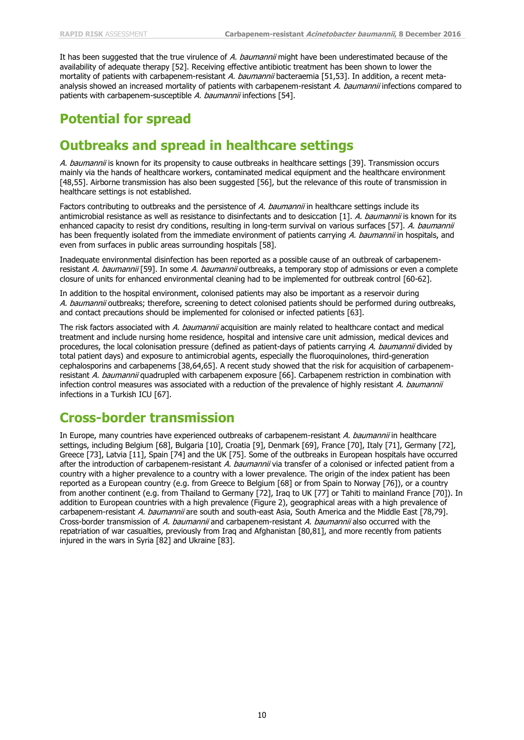It has been suggested that the true virulence of *A. baumannii* might have been underestimated because of the availability of adequate therapy [52]. Receiving effective antibiotic treatment has been shown to lower the mortality of patients with carbapenem-resistant *A. baumannii* bacteraemia [51,53]. In addition, a recent meta-analysis showed an increased mortality of patients with carbapenem-resistant *A. baumannii* infections compared to patients with carbapenem-susceptible *A. baumannii* infections [54].

# Potential for spread

## Outbreaks and spread in healthcare settings

*A. baumannii* is known for its propensity to cause outbreaks in healthcare settings [39]. Transmission occurs mainly via the hands of healthcare workers, contaminated medical equipment and the healthcare environment [48,55]. Airborne transmission has also been suggested [56], but the relevance of this route of transmission in healthcare settings is not established.

Factors contributing to outbreaks and the persistence of *A. baumannii* in healthcare settings include its antimicrobial resistance as well as resistance to disinfectants and to desiccation [1]. *A. baumannii* is known for its enhanced capacity to resist dry conditions, resulting in long-term survival on various surfaces [57]. *A. baumannii* has been frequently isolated from the immediate environment of patients carrying *A. baumannii* in hospitals, and even from surfaces in public areas surrounding hospitals [58].

Inadequate environmental disinfection has been reported as a possible cause of an outbreak of carbapenem-resistant *A. baumannii* [59]. In some *A. baumannii* outbreaks, a temporary stop of admissions or even a complete closure of units for enhanced environmental cleaning had to be implemented for outbreak control [60-62].

In addition to the hospital environment, colonised patients may also be important as a reservoir during *A. baumannii* outbreaks; therefore, screening to detect colonised patients should be performed during outbreaks, and contact precautions should be implemented for colonised or infected patients [63].

The risk factors associated with *A. baumannii* acquisition are mainly related to healthcare contact and medical treatment and include nursing home residence, hospital and intensive care unit admission, medical devices and procedures, the local colonisation pressure (defined as patient-days of patients carrying *A. baumannii* divided by total patient days) and exposure to antimicrobial agents, especially the fluoroquinolones, third-generation cephalosporins and carbapenems [38,64,65]. A recent study showed that the risk for acquisition of carbapenem-resistant *A. baumannii* quadrupled with carbapenem exposure [66]. Carbapenem restriction in combination with infection control measures was associated with a reduction of the prevalence of highly resistant *A. baumannii* infections in a Turkish ICU [67].

## Cross-border transmission

In Europe, many countries have experienced outbreaks of carbapenem-resistant *A. baumannii* in healthcare settings, including Belgium [68], Bulgaria [10], Croatia [9], Denmark [69], France [70], Italy [71], Germany [72], Greece [73], Latvia [11], Spain [74] and the UK [75]. Some of the outbreaks in European hospitals have occurred after the introduction of carbapenem-resistant *A. baumannii* via transfer of a colonised or infected patient from a country with a higher prevalence to a country with a lower prevalence. The origin of the index patient has been reported as a European country (e.g. from Greece to Belgium [68] or from Spain to Norway [76]), or a country from another continent (e.g. from Thailand to Germany [72], Iraq to UK [77] or Tahiti to mainland France [70]). In addition to European countries with a high prevalence (Figure 2), geographical areas with a high prevalence of carbapenem-resistant *A. baumannii* are south and south-east Asia, South America and the Middle East [78,79]. Cross-border transmission of *A. baumannii* and carbapenem-resistant *A. baumannii* also occurred with the repatriation of war casualties, previously from Iraq and Afghanistan [80,81], and more recently from patients injured in the wars in Syria [82] and Ukraine [83].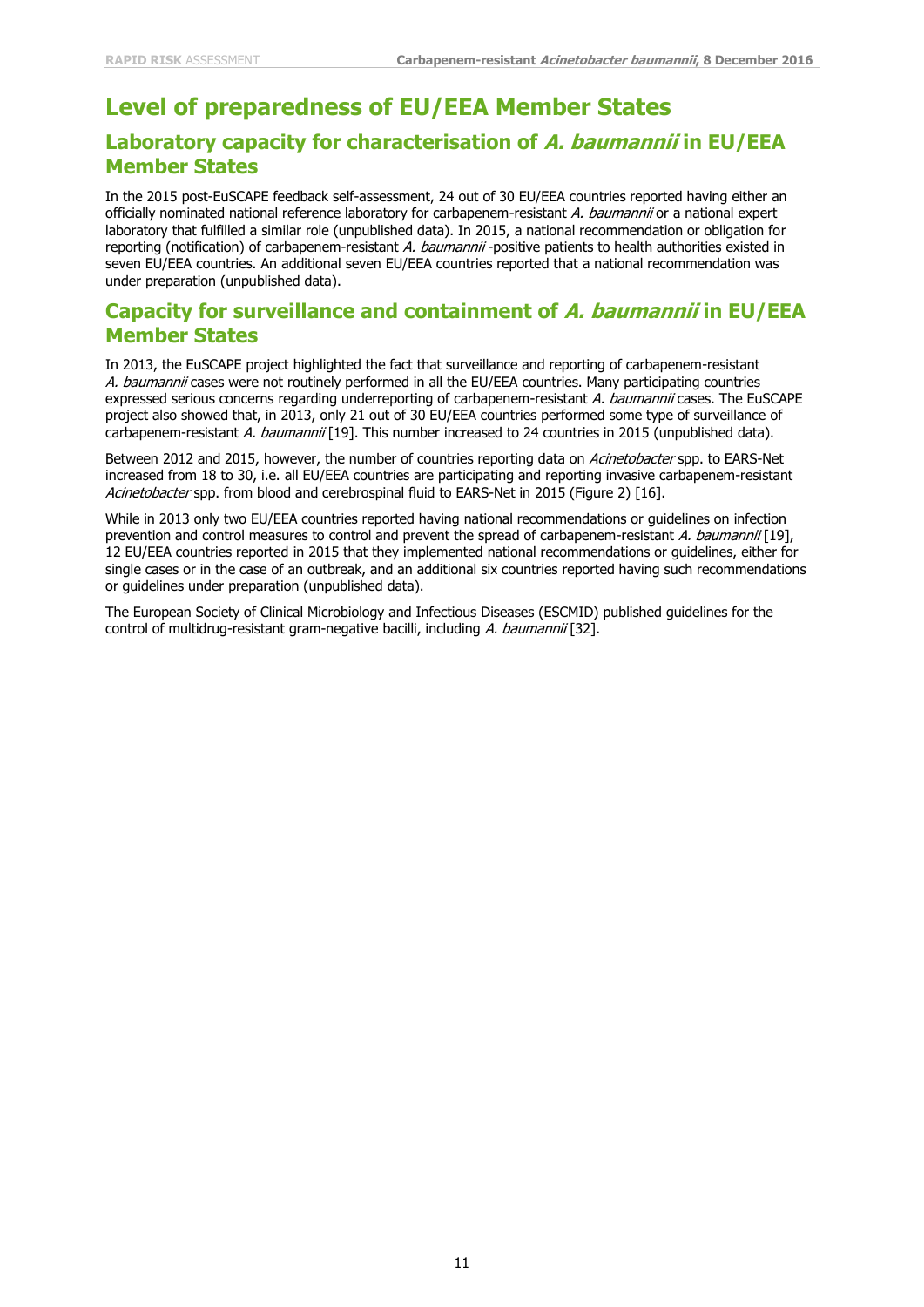# Level of preparedness of EU/EEA Member States

## Laboratory capacity for characterisation of *A. baumannii* in EU/EEA Member States

In the 2015 post-EuSCAPE feedback self-assessment, 24 out of 30 EU/EEA countries reported having either an officially nominated national reference laboratory for carbapenem-resistant *A. baumannii* or a national expert laboratory that fulfilled a similar role (unpublished data). In 2015, a national recommendation or obligation for reporting (notification) of carbapenem-resistant *A. baumannii* -positive patients to health authorities existed in seven EU/EEA countries. An additional seven EU/EEA countries reported that a national recommendation was under preparation (unpublished data).

## Capacity for surveillance and containment of *A. baumannii* in EU/EEA Member States

In 2013, the EuSCAPE project highlighted the fact that surveillance and reporting of carbapenem-resistant *A. baumannii* cases were not routinely performed in all the EU/EEA countries. Many participating countries expressed serious concerns regarding underreporting of carbapenem-resistant *A. baumannii* cases. The EuSCAPE project also showed that, in 2013, only 21 out of 30 EU/EEA countries performed some type of surveillance of carbapenem-resistant *A. baumannii* [19]. This number increased to 24 countries in 2015 (unpublished data).

Between 2012 and 2015, however, the number of countries reporting data on *Acinetobacter* spp. to EARS-Net increased from 18 to 30, i.e. all EU/EEA countries are participating and reporting invasive carbapenem-resistant *Acinetobacter* spp. from blood and cerebrospinal fluid to EARS-Net in 2015 (Figure 2) [16].

While in 2013 only two EU/EEA countries reported having national recommendations or guidelines on infection prevention and control measures to control and prevent the spread of carbapenem-resistant *A. baumannii* [19], 12 EU/EEA countries reported in 2015 that they implemented national recommendations or guidelines, either for single cases or in the case of an outbreak, and an additional six countries reported having such recommendations or guidelines under preparation (unpublished data).

The European Society of Clinical Microbiology and Infectious Diseases (ESCMID) published guidelines for the control of multidrug-resistant gram-negative bacilli, including *A. baumannii* [32].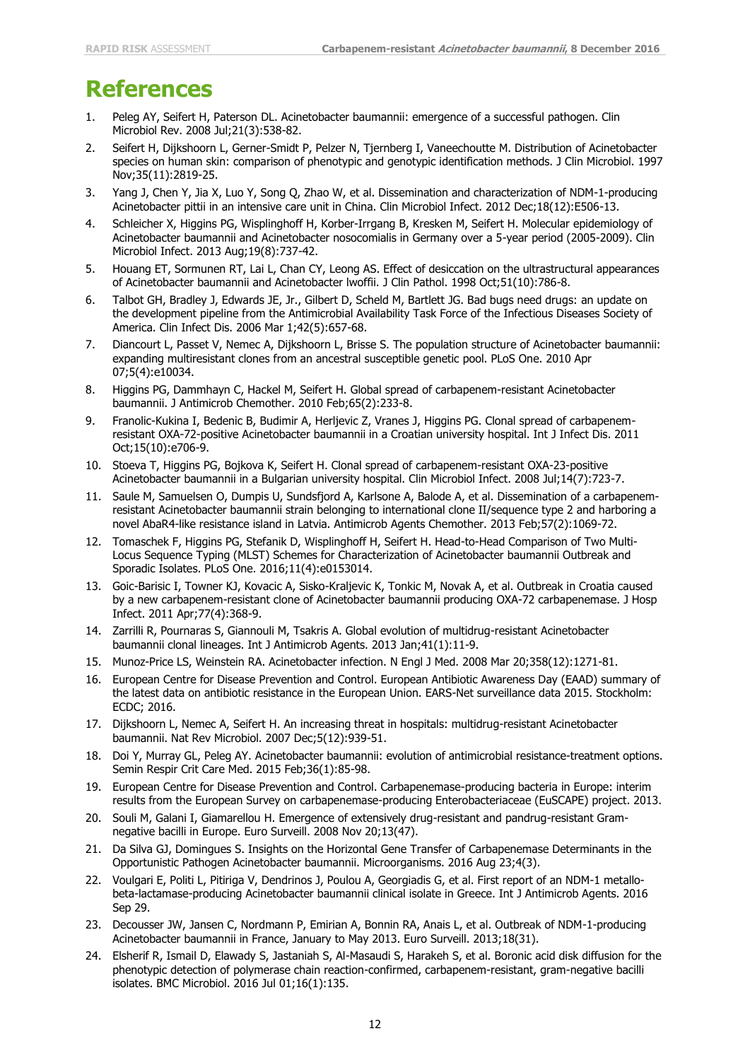# References

1. Peleg AY, Seifert H, Paterson DL. Acinetobacter baumannii: emergence of a successful pathogen. Clin Microbiol Rev. 2008 Jul;21(3):538-82.
2. Seifert H, Dijkshoorn L, Gerner-Smidt P, Pelzer N, Tjernberg I, Vaneechoutte M. Distribution of Acinetobacter species on human skin: comparison of phenotypic and genotypic identification methods. J Clin Microbiol. 1997 Nov;35(11):2819-25.
3. Yang J, Chen Y, Jia X, Luo Y, Song Q, Zhao W, et al. Dissemination and characterization of NDM-1-producing Acinetobacter pittii in an intensive care unit in China. Clin Microbiol Infect. 2012 Dec;18(12):E506-13.
4. Schleicher X, Higgins PG, Wisplinghoff H, Korber-Irrgang B, Kresken M, Seifert H. Molecular epidemiology of Acinetobacter baumannii and Acinetobacter nosocomialis in Germany over a 5-year period (2005-2009). Clin Microbiol Infect. 2013 Aug;19(8):737-42.
5. Houang ET, Sormunen RT, Lai L, Chan CY, Leong AS. Effect of desiccation on the ultrastructural appearances of Acinetobacter baumannii and Acinetobacter lwoffii. J Clin Pathol. 1998 Oct;51(10):786-8.
6. Talbot GH, Bradley J, Edwards JE, Jr., Gilbert D, Scheld M, Bartlett JG. Bad bugs need drugs: an update on the development pipeline from the Antimicrobial Availability Task Force of the Infectious Diseases Society of America. Clin Infect Dis. 2006 Mar 1;42(5):657-68.
7. Diancourt L, Passet V, Nemec A, Dijkshoorn L, Brisse S. The population structure of Acinetobacter baumannii: expanding multiresistant clones from an ancestral susceptible genetic pool. PLoS One. 2010 Apr 07;5(4):e10034.
8. Higgins PG, Dammhayn C, Hackel M, Seifert H. Global spread of carbapenem-resistant Acinetobacter baumannii. J Antimicrob Chemother. 2010 Feb;65(2):233-8.
9. Franolic-Kukina I, Bedenic B, Budimir A, Herljevic Z, Vranes J, Higgins PG. Clonal spread of carbapenem-resistant OXA-72-positive Acinetobacter baumannii in a Croatian university hospital. Int J Infect Dis. 2011 Oct;15(10):e706-9.
10. Stoeva T, Higgins PG, Bojkova K, Seifert H. Clonal spread of carbapenem-resistant OXA-23-positive Acinetobacter baumannii in a Bulgarian university hospital. Clin Microbiol Infect. 2008 Jul;14(7):723-7.
11. Saule M, Samuelsen O, Dumpis U, Sundsfjord A, Karlsone A, Balode A, et al. Dissemination of a carbapenem-resistant Acinetobacter baumannii strain belonging to international clone II/sequence type 2 and harboring a novel AbaR4-like resistance island in Latvia. Antimicrob Agents Chemother. 2013 Feb;57(2):1069-72.
12. Tomaschek F, Higgins PG, Stefanik D, Wisplinghoff H, Seifert H. Head-to-Head Comparison of Two Multi-Locus Sequence Typing (MLST) Schemes for Characterization of Acinetobacter baumannii Outbreak and Sporadic Isolates. PLoS One. 2016;11(4):e0153014.
13. Goic-Barisic I, Towner KJ, Kovacic A, Sisko-Kraljevic K, Tonkic M, Novak A, et al. Outbreak in Croatia caused by a new carbapenem-resistant clone of Acinetobacter baumannii producing OXA-72 carbapenemase. J Hosp Infect. 2011 Apr;77(4):368-9.
14. Zarrilli R, Pournaras S, Giannouli M, Tsakris A. Global evolution of multidrug-resistant Acinetobacter baumannii clonal lineages. Int J Antimicrob Agents. 2013 Jan;41(1):11-9.
15. Munoz-Price LS, Weinstein RA. Acinetobacter infection. N Engl J Med. 2008 Mar 20;358(12):1271-81.
16. European Centre for Disease Prevention and Control. European Antibiotic Awareness Day (EAAD) summary of the latest data on antibiotic resistance in the European Union. EARS-Net surveillance data 2015. Stockholm: ECDC; 2016.
17. Dijkshoorn L, Nemec A, Seifert H. An increasing threat in hospitals: multidrug-resistant Acinetobacter baumannii. Nat Rev Microbiol. 2007 Dec;5(12):939-51.
18. Doi Y, Murray GL, Peleg AY. Acinetobacter baumannii: evolution of antimicrobial resistance-treatment options. Semin Respir Crit Care Med. 2015 Feb;36(1):85-98.
19. European Centre for Disease Prevention and Control. Carbapenemase-producing bacteria in Europe: interim results from the European Survey on carbapenemase-producing Enterobacteriaceae (EuSCAPE) project. 2013.
20. Souli M, Galani I, Giamarellou H. Emergence of extensively drug-resistant and pandrug-resistant Gram-negative bacilli in Europe. Euro Surveill. 2008 Nov 20;13(47).
21. Da Silva GJ, Domingues S. Insights on the Horizontal Gene Transfer of Carbapenemase Determinants in the Opportunistic Pathogen Acinetobacter baumannii. Microorganisms. 2016 Aug 23;4(3).
22. Voulgari E, Politi L, Pitiriga V, Dendrinos J, Poulou A, Georgiadis G, et al. First report of an NDM-1 metallo-beta-lactamase-producing Acinetobacter baumannii clinical isolate in Greece. Int J Antimicrob Agents. 2016 Sep 29.
23. Decousser JW, Jansen C, Nordmann P, Emirian A, Bonnin RA, Anais L, et al. Outbreak of NDM-1-producing Acinetobacter baumannii in France, January to May 2013. Euro Surveill. 2013;18(31).
24. Elsherif R, Ismail D, Elawady S, Jastaniah S, Al-Masaudi S, Harakeh S, et al. Boronic acid disk diffusion for the phenotypic detection of polymerase chain reaction-confirmed, carbapenem-resistant, gram-negative bacilli isolates. BMC Microbiol. 2016 Jul 01;16(1):135.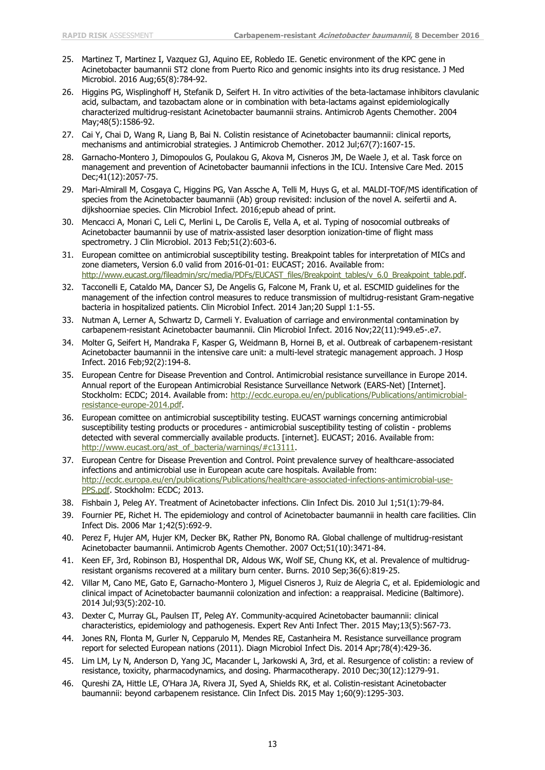25. Martinez T, Martinez I, Vazquez GJ, Aquino EE, Robledo IE. Genetic environment of the KPC gene in Acinetobacter baumannii ST2 clone from Puerto Rico and genomic insights into its drug resistance. J Med Microbiol. 2016 Aug;65(8):784-92.
26. Higgins PG, Wisplinghoff H, Stefanik D, Seifert H. In vitro activities of the beta-lactamase inhibitors clavulanic acid, sulbactam, and tazobactam alone or in combination with beta-lactams against epidemiologically characterized multidrug-resistant Acinetobacter baumannii strains. Antimicrob Agents Chemother. 2004 May;48(5):1586-92.
27. Cai Y, Chai D, Wang R, Liang B, Bai N. Colistin resistance of Acinetobacter baumannii: clinical reports, mechanisms and antimicrobial strategies. J Antimicrob Chemother. 2012 Jul;67(7):1607-15.
28. Garnacho-Montero J, Dimopoulos G, Poulakou G, Akova M, Cisneros JM, De Waele J, et al. Task force on management and prevention of Acinetobacter baumannii infections in the ICU. Intensive Care Med. 2015 Dec;41(12):2057-75.
29. Mari-Almirall M, Cosgaya C, Higgins PG, Van Assche A, Telli M, Huys G, et al. MALDI-TOF/MS identification of species from the Acinetobacter baumannii (Ab) group revisited: inclusion of the novel A. seifertii and A. dijkshoorniae species. Clin Microbiol Infect. 2016;epub ahead of print.
30. Mencacci A, Monari C, Leli C, Merlini L, De Carolis E, Vella A, et al. Typing of nosocomial outbreaks of Acinetobacter baumannii by use of matrix-assisted laser desorption ionization-time of flight mass spectrometry. J Clin Microbiol. 2013 Feb;51(2):603-6.
31. European comittee on antimicrobial susceptibility testing. Breakpoint tables for interpretation of MICs and zone diameters, Version 6.0 valid from 2016-01-01: EUCAST; 2016. Available from: http://www.eucast.org/fileadmin/src/media/PDFs/EUCAST_files/Breakpoint_tables/v_6.0_Breakpoint_table.pdf.
32. Tacconelli E, Cataldo MA, Dancer SJ, De Angelis G, Falcone M, Frank U, et al. ESCMID guidelines for the management of the infection control measures to reduce transmission of multidrug-resistant Gram-negative bacteria in hospitalized patients. Clin Microbiol Infect. 2014 Jan;20 Suppl 1:1-55.
33. Nutman A, Lerner A, Schwartz D, Carmeli Y. Evaluation of carriage and environmental contamination by carbapenem-resistant Acinetobacter baumannii. Clin Microbiol Infect. 2016 Nov;22(11):949.e5-.e7.
34. Molter G, Seifert H, Mandraka F, Kasper G, Weidmann B, Hornei B, et al. Outbreak of carbapenem-resistant Acinetobacter baumannii in the intensive care unit: a multi-level strategic management approach. J Hosp Infect. 2016 Feb;92(2):194-8.
35. European Centre for Disease Prevention and Control. Antimicrobial resistance surveillance in Europe 2014. Annual report of the European Antimicrobial Resistance Surveillance Network (EARS-Net) [Internet]. Stockholm: ECDC; 2014. Available from: http://ecdc.europa.eu/en/publications/Publications/antimicrobial-resistance-europe-2014.pdf.
36. European comittee on antimicrobial susceptibility testing. EUCAST warnings concerning antimicrobial susceptibility testing products or procedures - antimicrobial susceptibility testing of colistin - problems detected with several commercially available products. [internet]. EUCAST; 2016. Available from: http://www.eucast.org/ast_of_bacteria/warnings/#c13111.
37. European Centre for Disease Prevention and Control. Point prevalence survey of healthcare-associated infections and antimicrobial use in European acute care hospitals. Available from: http://ecdc.europa.eu/en/publications/Publications/healthcare-associated-infections-antimicrobial-use-PPS.pdf. Stockholm: ECDC; 2013.
38. Fishbain J, Peleg AY. Treatment of Acinetobacter infections. Clin Infect Dis. 2010 Jul 1;51(1):79-84.
39. Fournier PE, Richet H. The epidemiology and control of Acinetobacter baumannii in health care facilities. Clin Infect Dis. 2006 Mar 1;42(5):692-9.
40. Perez F, Hujer AM, Hujer KM, Decker BK, Rather PN, Bonomo RA. Global challenge of multidrug-resistant Acinetobacter baumannii. Antimicrob Agents Chemother. 2007 Oct;51(10):3471-84.
41. Keen EF, 3rd, Robinson BJ, Hospenthal DR, Aldous WK, Wolf SE, Chung KK, et al. Prevalence of multidrug-resistant organisms recovered at a military burn center. Burns. 2010 Sep;36(6):819-25.
42. Villar M, Cano ME, Gato E, Garnacho-Montero J, Miguel Cisneros J, Ruiz de Alegria C, et al. Epidemiologic and clinical impact of Acinetobacter baumannii colonization and infection: a reappraisal. Medicine (Baltimore). 2014 Jul;93(5):202-10.
43. Dexter C, Murray GL, Paulsen IT, Peleg AY. Community-acquired Acinetobacter baumannii: clinical characteristics, epidemiology and pathogenesis. Expert Rev Anti Infect Ther. 2015 May;13(5):567-73.
44. Jones RN, Flonta M, Gurler N, Cepparulo M, Mendes RE, Castanheira M. Resistance surveillance program report for selected European nations (2011). Diagn Microbiol Infect Dis. 2014 Apr;78(4):429-36.
45. Lim LM, Ly N, Anderson D, Yang JC, Macander L, Jarkowski A, 3rd, et al. Resurgence of colistin: a review of resistance, toxicity, pharmacodynamics, and dosing. Pharmacotherapy. 2010 Dec;30(12):1279-91.
46. Qureshi ZA, Hittle LE, O'Hara JA, Rivera JI, Syed A, Shields RK, et al. Colistin-resistant Acinetobacter baumannii: beyond carbapenem resistance. Clin Infect Dis. 2015 May 1;60(9):1295-303.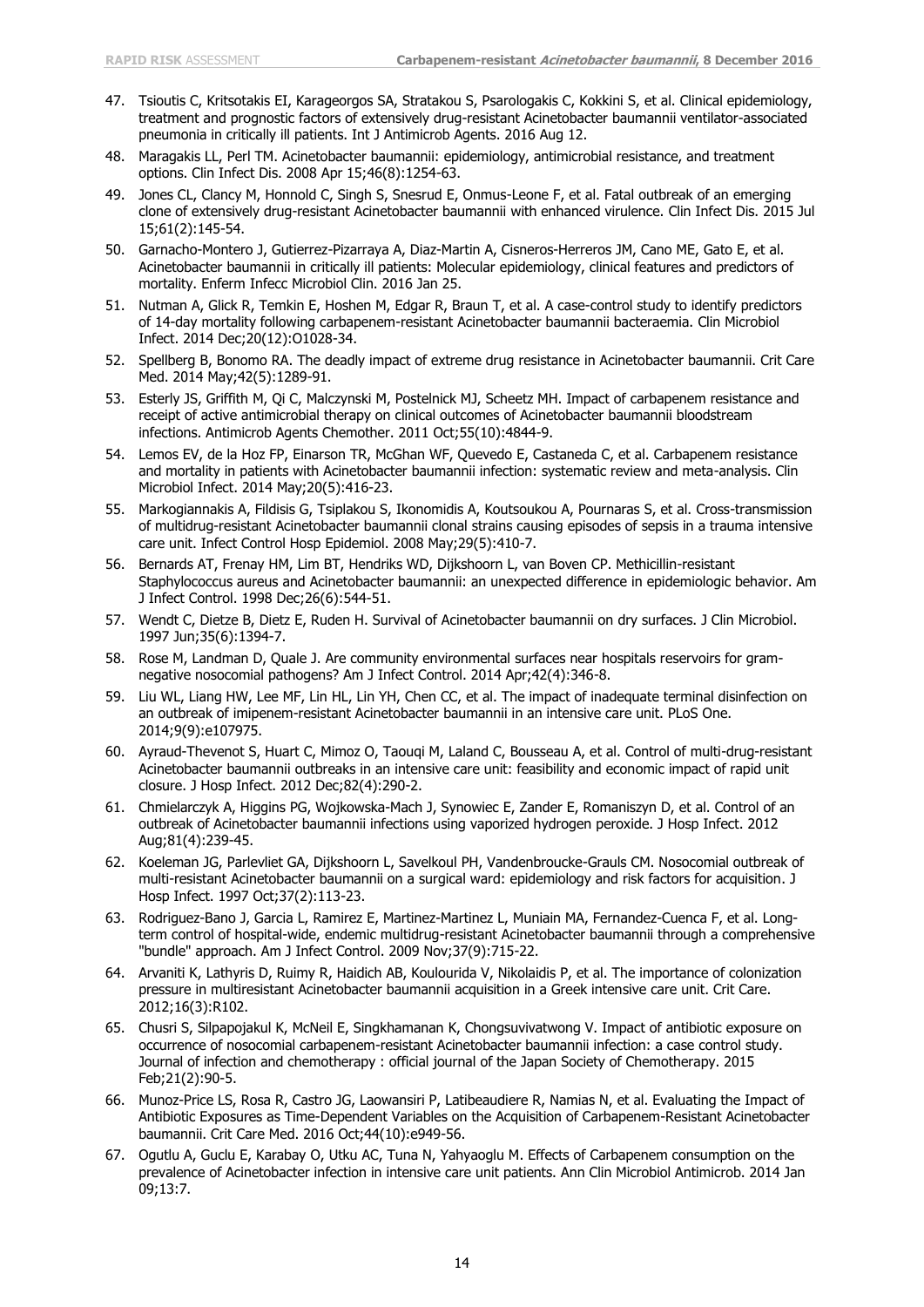47. Tsioutis C, Kritsotakis EI, Karageorgos SA, Stratakou S, Psarologakis C, Kokkini S, et al. Clinical epidemiology, treatment and prognostic factors of extensively drug-resistant Acinetobacter baumannii ventilator-associated pneumonia in critically ill patients. Int J Antimicrob Agents. 2016 Aug 12.
48. Maragakis LL, Perl TM. Acinetobacter baumannii: epidemiology, antimicrobial resistance, and treatment options. Clin Infect Dis. 2008 Apr 15;46(8):1254-63.
49. Jones CL, Clancy M, Honnold C, Singh S, Snesrud E, Onmus-Leone F, et al. Fatal outbreak of an emerging clone of extensively drug-resistant Acinetobacter baumannii with enhanced virulence. Clin Infect Dis. 2015 Jul 15;61(2):145-54.
50. Garnacho-Montero J, Gutierrez-Pizarraya A, Diaz-Martin A, Cisneros-Herreros JM, Cano ME, Gato E, et al. Acinetobacter baumannii in critically ill patients: Molecular epidemiology, clinical features and predictors of mortality. Enferm Infecc Microbiol Clin. 2016 Jan 25.
51. Nutman A, Glick R, Temkin E, Hoshen M, Edgar R, Braun T, et al. A case-control study to identify predictors of 14-day mortality following carbapenem-resistant Acinetobacter baumannii bacteraemia. Clin Microbiol Infect. 2014 Dec;20(12):O1028-34.
52. Spellberg B, Bonomo RA. The deadly impact of extreme drug resistance in Acinetobacter baumannii. Crit Care Med. 2014 May;42(5):1289-91.
53. Esterly JS, Griffith M, Qi C, Malczynski M, Postelnick MJ, Scheetz MH. Impact of carbapenem resistance and receipt of active antimicrobial therapy on clinical outcomes of Acinetobacter baumannii bloodstream infections. Antimicrob Agents Chemother. 2011 Oct;55(10):4844-9.
54. Lemos EV, de la Hoz FP, Einarson TR, McGhan WF, Quevedo E, Castaneda C, et al. Carbapenem resistance and mortality in patients with Acinetobacter baumannii infection: systematic review and meta-analysis. Clin Microbiol Infect. 2014 May;20(5):416-23.
55. Markogiannakis A, Fildisis G, Tsiplakou S, Ikonomidis A, Koutsoukou A, Pournaras S, et al. Cross-transmission of multidrug-resistant Acinetobacter baumannii clonal strains causing episodes of sepsis in a trauma intensive care unit. Infect Control Hosp Epidemiol. 2008 May;29(5):410-7.
56. Bernards AT, Frenay HM, Lim BT, Hendriks WD, Dijkshoorn L, van Boven CP. Methicillin-resistant Staphylococcus aureus and Acinetobacter baumannii: an unexpected difference in epidemiologic behavior. Am J Infect Control. 1998 Dec;26(6):544-51.
57. Wendt C, Dietze B, Dietz E, Ruden H. Survival of Acinetobacter baumannii on dry surfaces. J Clin Microbiol. 1997 Jun;35(6):1394-7.
58. Rose M, Landman D, Quale J. Are community environmental surfaces near hospitals reservoirs for gram-negative nosocomial pathogens? Am J Infect Control. 2014 Apr;42(4):346-8.
59. Liu WL, Liang HW, Lee MF, Lin HL, Lin YH, Chen CC, et al. The impact of inadequate terminal disinfection on an outbreak of imipenem-resistant Acinetobacter baumannii in an intensive care unit. PLoS One. 2014;9(9):e107975.
60. Ayraud-Thevenot S, Huart C, Mimoz O, Taouqi M, Laland C, Bousseau A, et al. Control of multi-drug-resistant Acinetobacter baumannii outbreaks in an intensive care unit: feasibility and economic impact of rapid unit closure. J Hosp Infect. 2012 Dec;82(4):290-2.
61. Chmielarczyk A, Higgins PG, Wojkowska-Mach J, Synowiec E, Zander E, Romaniszyn D, et al. Control of an outbreak of Acinetobacter baumannii infections using vaporized hydrogen peroxide. J Hosp Infect. 2012 Aug;81(4):239-45.
62. Koeleman JG, Parlevliet GA, Dijkshoorn L, Savelkoul PH, Vandenbroucke-Grauls CM. Nosocomial outbreak of multi-resistant Acinetobacter baumannii on a surgical ward: epidemiology and risk factors for acquisition. J Hosp Infect. 1997 Oct;37(2):113-23.
63. Rodriguez-Bano J, Garcia L, Ramirez E, Martinez-Martinez L, Muniain MA, Fernandez-Cuenca F, et al. Long-term control of hospital-wide, endemic multidrug-resistant Acinetobacter baumannii through a comprehensive "bundle" approach. Am J Infect Control. 2009 Nov;37(9):715-22.
64. Arvaniti K, Lathyris D, Ruimy R, Haidich AB, Koulourida V, Nikolaidis P, et al. The importance of colonization pressure in multiresistant Acinetobacter baumannii acquisition in a Greek intensive care unit. Crit Care. 2012;16(3):R102.
65. Chusri S, Silpapojakul K, McNeil E, Singkhamanan K, Chongsuvivatwong V. Impact of antibiotic exposure on occurrence of nosocomial carbapenem-resistant Acinetobacter baumannii infection: a case control study. Journal of infection and chemotherapy : official journal of the Japan Society of Chemotherapy. 2015 Feb;21(2):90-5.
66. Munoz-Price LS, Rosa R, Castro JG, Laowansiri P, Latibeaudiere R, Namias N, et al. Evaluating the Impact of Antibiotic Exposures as Time-Dependent Variables on the Acquisition of Carbapenem-Resistant Acinetobacter baumannii. Crit Care Med. 2016 Oct;44(10):e949-56.
67. Ogutlu A, Guclu E, Karabay O, Utku AC, Tuna N, Yahyaoglu M. Effects of Carbapenem consumption on the prevalence of Acinetobacter infection in intensive care unit patients. Ann Clin Microbiol Antimicrob. 2014 Jan 09;13:7.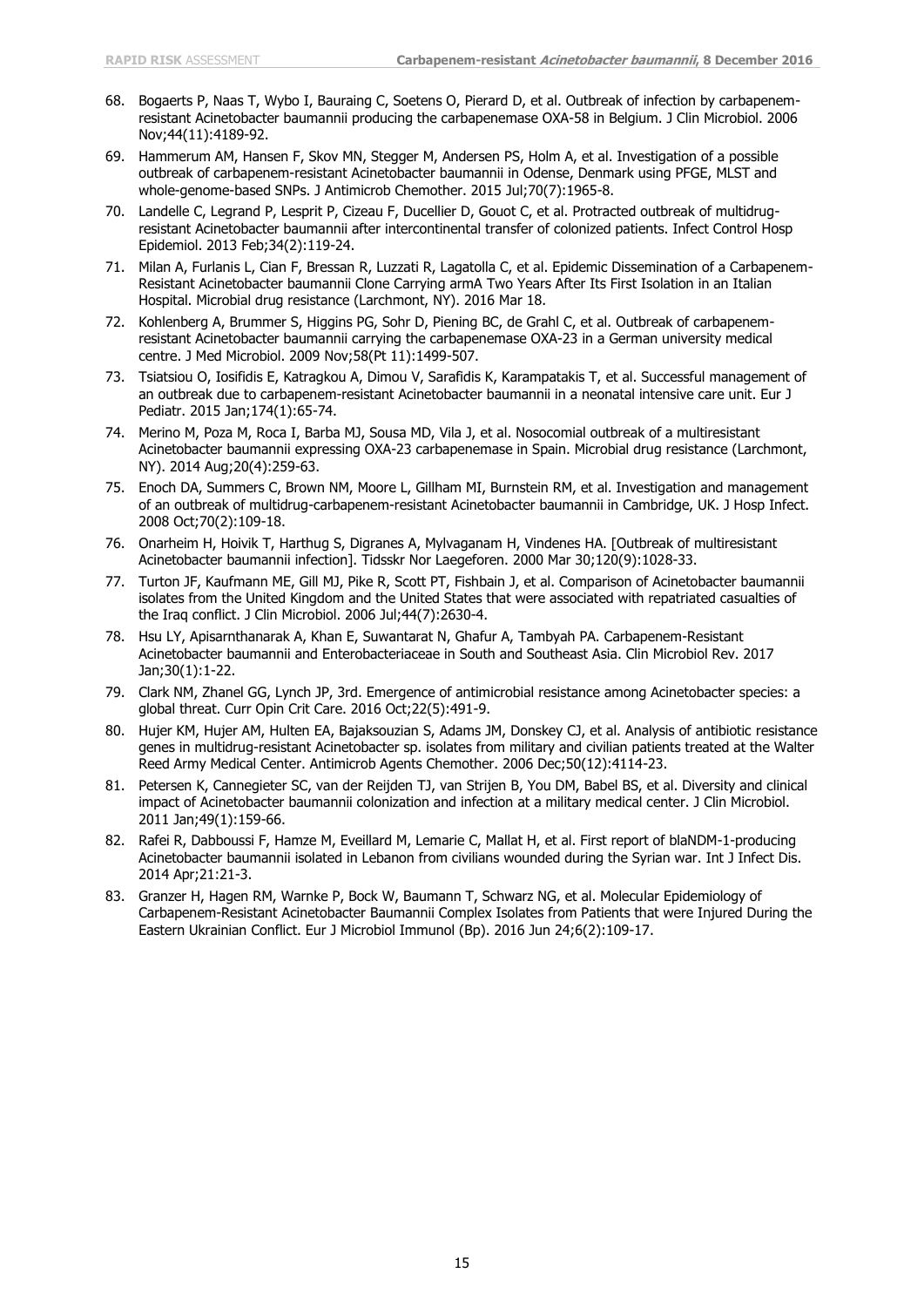68. Bogaerts P, Naas T, Wybo I, Bauraing C, Soetens O, Pierard D, et al. Outbreak of infection by carbapenem-resistant Acinetobacter baumannii producing the carbapenemase OXA-58 in Belgium. J Clin Microbiol. 2006 Nov;44(11):4189-92.
69. Hammerum AM, Hansen F, Skov MN, Stegger M, Andersen PS, Holm A, et al. Investigation of a possible outbreak of carbapenem-resistant Acinetobacter baumannii in Odense, Denmark using PFGE, MLST and whole-genome-based SNPs. J Antimicrob Chemother. 2015 Jul;70(7):1965-8.
70. Landelle C, Legrand P, Lesprit P, Cizeau F, Ducellier D, Gouot C, et al. Protracted outbreak of multidrug-resistant Acinetobacter baumannii after intercontinental transfer of colonized patients. Infect Control Hosp Epidemiol. 2013 Feb;34(2):119-24.
71. Milan A, Furlanis L, Cian F, Bressan R, Luzzati R, Lagatolla C, et al. Epidemic Dissemination of a Carbapenem-Resistant Acinetobacter baumannii Clone Carrying armA Two Years After Its First Isolation in an Italian Hospital. Microbial drug resistance (Larchmont, NY). 2016 Mar 18.
72. Kohlenberg A, Brummer S, Higgins PG, Sohr D, Piening BC, de Grahl C, et al. Outbreak of carbapenem-resistant Acinetobacter baumannii carrying the carbapenemase OXA-23 in a German university medical centre. J Med Microbiol. 2009 Nov;58(Pt 11):1499-507.
73. Tsiatsiou O, Iosifidis E, Katragkou A, Dimou V, Sarafidis K, Karampatakis T, et al. Successful management of an outbreak due to carbapenem-resistant Acinetobacter baumannii in a neonatal intensive care unit. Eur J Pediatr. 2015 Jan;174(1):65-74.
74. Merino M, Poza M, Roca I, Barba MJ, Sousa MD, Vila J, et al. Nosocomial outbreak of a multiresistant Acinetobacter baumannii expressing OXA-23 carbapenemase in Spain. Microbial drug resistance (Larchmont, NY). 2014 Aug;20(4):259-63.
75. Enoch DA, Summers C, Brown NM, Moore L, Gillham MI, Burnstein RM, et al. Investigation and management of an outbreak of multidrug-carbapenem-resistant Acinetobacter baumannii in Cambridge, UK. J Hosp Infect. 2008 Oct;70(2):109-18.
76. Onarheim H, Hoivik T, Harthug S, Digranes A, Mylvaganam H, Vindenes HA. [Outbreak of multiresistant Acinetobacter baumannii infection]. Tidsskr Nor Laegeforen. 2000 Mar 30;120(9):1028-33.
77. Turton JF, Kaufmann ME, Gill MJ, Pike R, Scott PT, Fishbain J, et al. Comparison of Acinetobacter baumannii isolates from the United Kingdom and the United States that were associated with repatriated casualties of the Iraq conflict. J Clin Microbiol. 2006 Jul;44(7):2630-4.
78. Hsu LY, Apisarnthanarak A, Khan E, Suwantarat N, Ghafur A, Tambyah PA. Carbapenem-Resistant Acinetobacter baumannii and Enterobacteriaceae in South and Southeast Asia. Clin Microbiol Rev. 2017 Jan;30(1):1-22.
79. Clark NM, Zhanel GG, Lynch JP, 3rd. Emergence of antimicrobial resistance among Acinetobacter species: a global threat. Curr Opin Crit Care. 2016 Oct;22(5):491-9.
80. Hujer KM, Hujer AM, Hulten EA, Bajaksouzian S, Adams JM, Donskey CJ, et al. Analysis of antibiotic resistance genes in multidrug-resistant Acinetobacter sp. isolates from military and civilian patients treated at the Walter Reed Army Medical Center. Antimicrob Agents Chemother. 2006 Dec;50(12):4114-23.
81. Petersen K, Cannegieter SC, van der Reijden TJ, van Strijen B, You DM, Babel BS, et al. Diversity and clinical impact of Acinetobacter baumannii colonization and infection at a military medical center. J Clin Microbiol. 2011 Jan;49(1):159-66.
82. Rafei R, Dabboussi F, Hamze M, Eveillard M, Lemarie C, Mallat H, et al. First report of blaNDM-1-producing Acinetobacter baumannii isolated in Lebanon from civilians wounded during the Syrian war. Int J Infect Dis. 2014 Apr;21:21-3.
83. Granzer H, Hagen RM, Warnke P, Bock W, Baumann T, Schwarz NG, et al. Molecular Epidemiology of Carbapenem-Resistant Acinetobacter Baumannii Complex Isolates from Patients that were Injured During the Eastern Ukrainian Conflict. Eur J Microbiol Immunol (Bp). 2016 Jun 24;6(2):109-17.